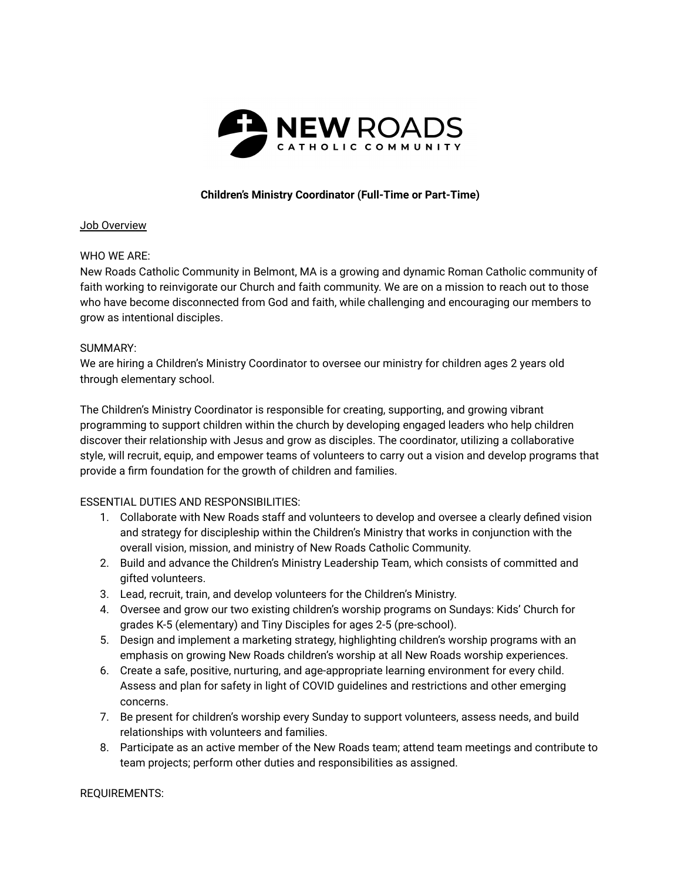NEW ROADS
CATHOLIC COMMUNITY

**Children's Ministry Coordinator (Full-Time or Part-Time)**

Job Overview

WHO WE ARE:
New Roads Catholic Community in Belmont, MA is a growing and dynamic Roman Catholic community of faith working to reinvigorate our Church and faith community. We are on a mission to reach out to those who have become disconnected from God and faith, while challenging and encouraging our members to grow as intentional disciples.

SUMMARY:
We are hiring a Children's Ministry Coordinator to oversee our ministry for children ages 2 years old through elementary school.

The Children's Ministry Coordinator is responsible for creating, supporting, and growing vibrant programming to support children within the church by developing engaged leaders who help children discover their relationship with Jesus and grow as disciples. The coordinator, utilizing a collaborative style, will recruit, equip, and empower teams of volunteers to carry out a vision and develop programs that provide a firm foundation for the growth of children and families.

ESSENTIAL DUTIES AND RESPONSIBILITIES:

1. Collaborate with New Roads staff and volunteers to develop and oversee a clearly defined vision and strategy for discipleship within the Children's Ministry that works in conjunction with the overall vision, mission, and ministry of New Roads Catholic Community.
2. Build and advance the Children's Ministry Leadership Team, which consists of committed and gifted volunteers.
3. Lead, recruit, train, and develop volunteers for the Children's Ministry.
4. Oversee and grow our two existing children's worship programs on Sundays: Kids' Church for grades K-5 (elementary) and Tiny Disciples for ages 2-5 (pre-school).
5. Design and implement a marketing strategy, highlighting children's worship programs with an emphasis on growing New Roads children's worship at all New Roads worship experiences.
6. Create a safe, positive, nurturing, and age-appropriate learning environment for every child. Assess and plan for safety in light of COVID guidelines and restrictions and other emerging concerns.
7. Be present for children's worship every Sunday to support volunteers, assess needs, and build relationships with volunteers and families.
8. Participate as an active member of the New Roads team; attend team meetings and contribute to team projects; perform other duties and responsibilities as assigned.

REQUIREMENTS: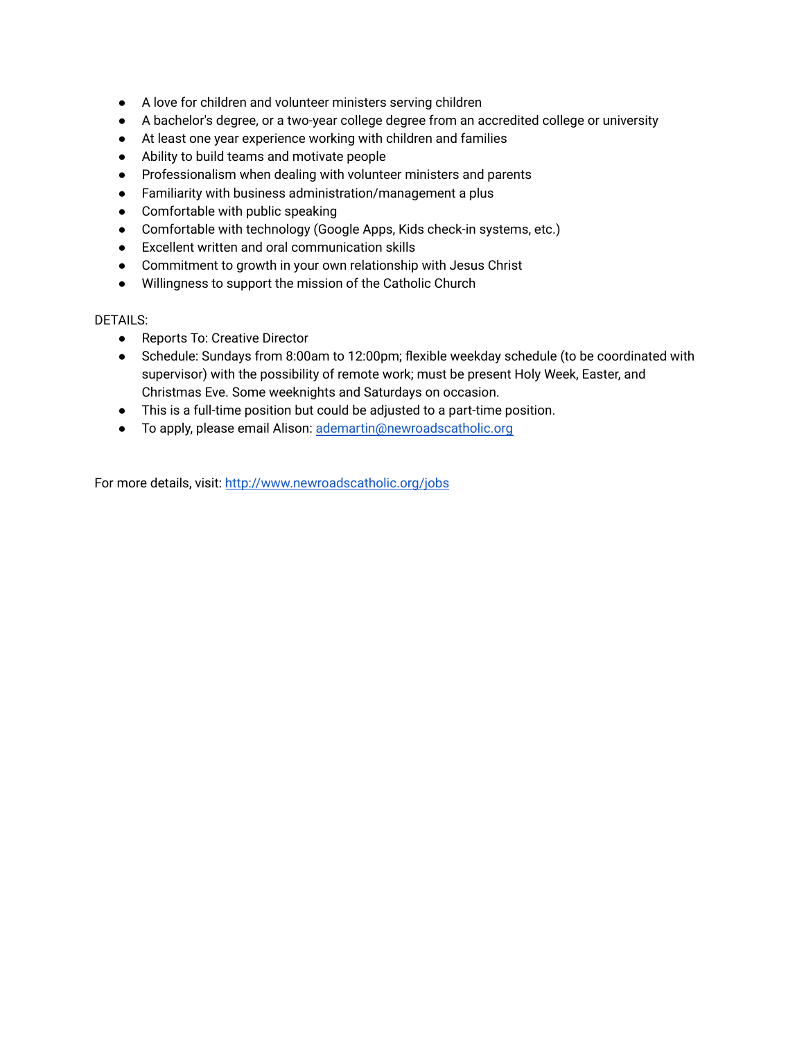- A love for children and volunteer ministers serving children
- A bachelor's degree, or a two-year college degree from an accredited college or university
- At least one year experience working with children and families
- Ability to build teams and motivate people
- Professionalism when dealing with volunteer ministers and parents
- Familiarity with business administration/management a plus
- Comfortable with public speaking
- Comfortable with technology (Google Apps, Kids check-in systems, etc.)
- Excellent written and oral communication skills
- Commitment to growth in your own relationship with Jesus Christ
- Willingness to support the mission of the Catholic Church

DETAILS:

- Reports To: Creative Director
- Schedule: Sundays from 8:00am to 12:00pm; flexible weekday schedule (to be coordinated with supervisor) with the possibility of remote work; must be present Holy Week, Easter, and Christmas Eve. Some weeknights and Saturdays on occasion.
- This is a full-time position but could be adjusted to a part-time position.
- To apply, please email Alison: [ademartin@newroadscatholic.org](mailto:ademartin@newroadscatholic.org)

For more details, visit: [http://www.newroadscatholic.org/jobs](http://www.newroadscatholic.org/jobs)